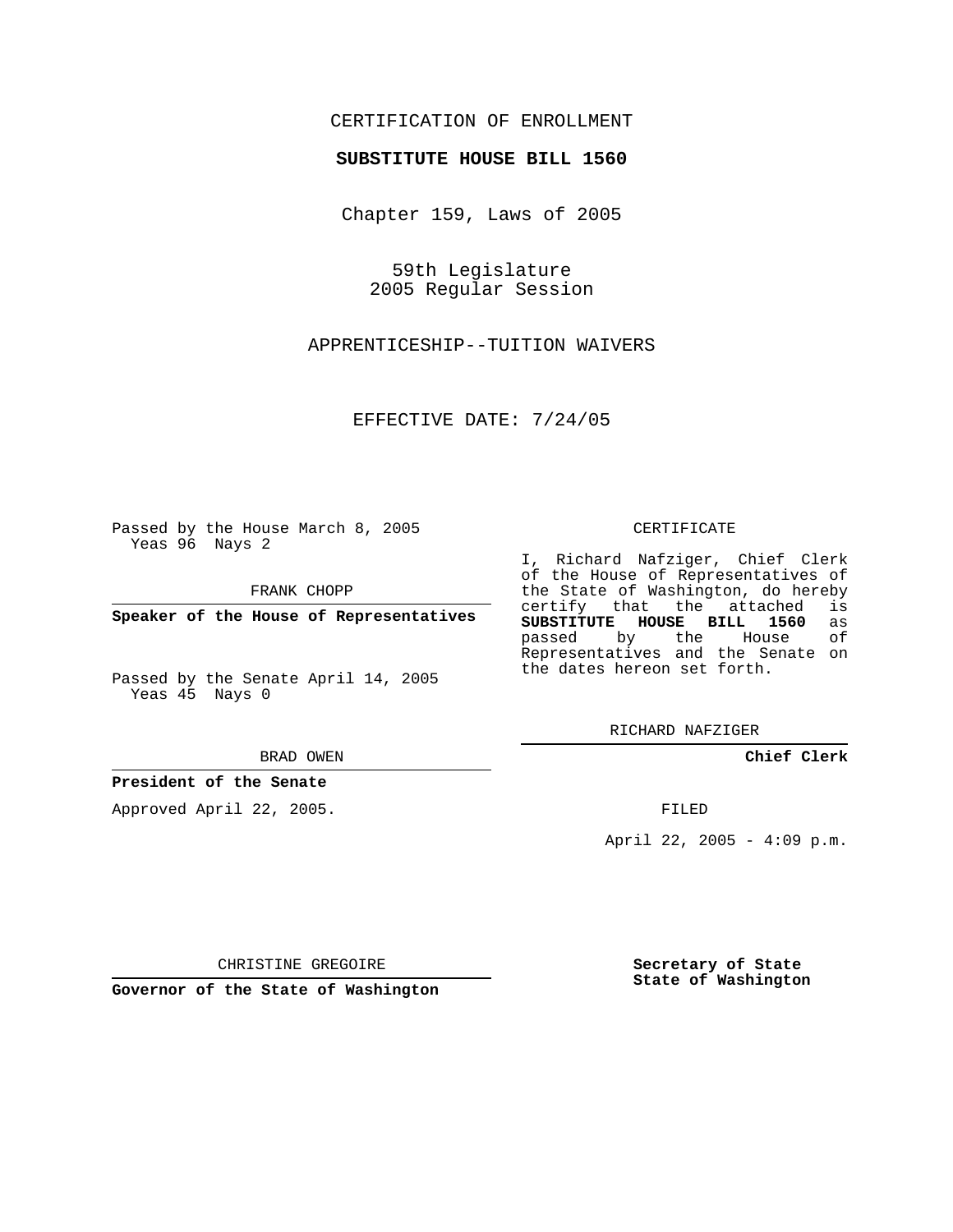CERTIFICATION OF ENROLLMENT

**SUBSTITUTE HOUSE BILL 1560**

Chapter 159, Laws of 2005

59th Legislature
2005 Regular Session

APPRENTICESHIP--TUITION WAIVERS

EFFECTIVE DATE: 7/24/05

Passed by the House March 8, 2005
Yeas 96 Nays 2

FRANK CHOPP

**Speaker of the House of Representatives**

Passed by the Senate April 14, 2005
Yeas 45 Nays 0

BRAD OWEN

**President of the Senate**

Approved April 22, 2005.

CHRISTINE GREGOIRE

**Governor of the State of Washington**

CERTIFICATE

I, Richard Nafziger, Chief Clerk of the House of Representatives of the State of Washington, do hereby certify that the attached is **SUBSTITUTE HOUSE BILL 1560** as passed by the House of Representatives and the Senate on the dates hereon set forth.

RICHARD NAFZIGER

**Chief Clerk**

FILED

April 22, 2005 - 4:09 p.m.

**Secretary of State**
**State of Washington**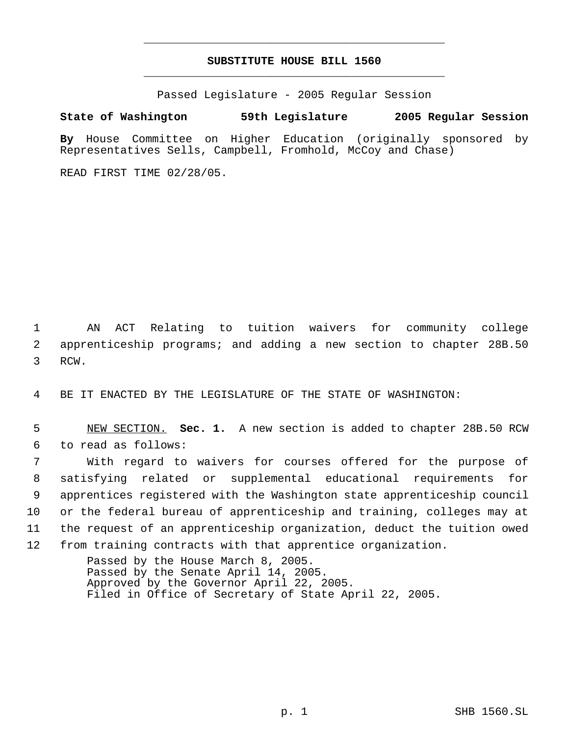# SUBSTITUTE HOUSE BILL 1560

Passed Legislature - 2005 Regular Session

**State of Washington 59th Legislature 2005 Regular Session**

**By** House Committee on Higher Education (originally sponsored by Representatives Sells, Campbell, Fromhold, McCoy and Chase)

READ FIRST TIME 02/28/05.

AN ACT Relating to tuition waivers for community college apprenticeship programs; and adding a new section to chapter 28B.50 RCW.

BE IT ENACTED BY THE LEGISLATURE OF THE STATE OF WASHINGTON:

NEW SECTION. **Sec. 1.** A new section is added to chapter 28B.50 RCW to read as follows:

With regard to waivers for courses offered for the purpose of satisfying related or supplemental educational requirements for apprentices registered with the Washington state apprenticeship council or the federal bureau of apprenticeship and training, colleges may at the request of an apprenticeship organization, deduct the tuition owed from training contracts with that apprentice organization.

Passed by the House March 8, 2005.
Passed by the Senate April 14, 2005.
Approved by the Governor April 22, 2005.
Filed in Office of Secretary of State April 22, 2005.